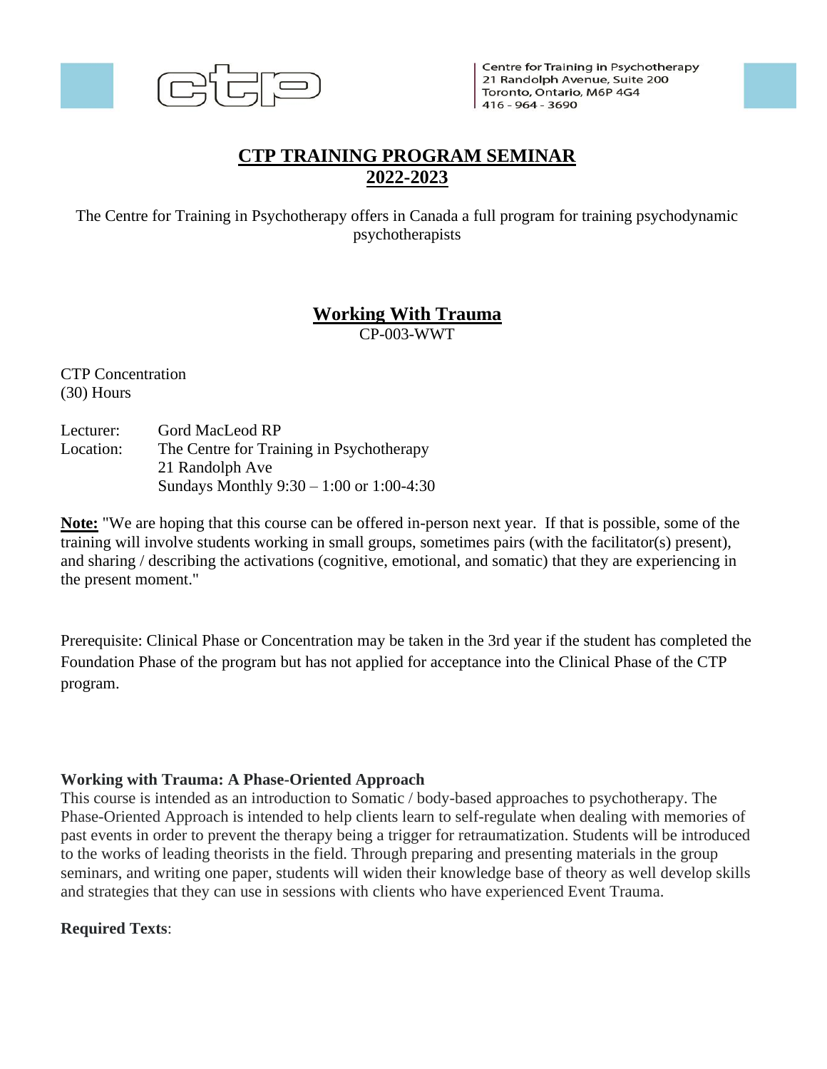Centre for Training in Psychotherapy
21 Randolph Avenue, Suite 200
Toronto, Ontario, M6P 4G4
416 - 964 - 3690

# CTP TRAINING PROGRAM SEMINAR 2022-2023

The Centre for Training in Psychotherapy offers in Canada a full program for training psychodynamic psychotherapists

## Working With Trauma

CP-003-WWT

CTP Concentration
(30) Hours

Lecturer: Gord MacLeod RP
Location: The Centre for Training in Psychotherapy
21 Randolph Ave
Sundays Monthly 9:30 – 1:00 or 1:00-4:30

**Note:** "We are hoping that this course can be offered in-person next year. If that is possible, some of the training will involve students working in small groups, sometimes pairs (with the facilitator(s) present), and sharing / describing the activations (cognitive, emotional, and somatic) that they are experiencing in the present moment."

Prerequisite: Clinical Phase or Concentration may be taken in the 3rd year if the student has completed the Foundation Phase of the program but has not applied for acceptance into the Clinical Phase of the CTP program.

**Working with Trauma: A Phase-Oriented Approach**
This course is intended as an introduction to Somatic / body-based approaches to psychotherapy. The Phase-Oriented Approach is intended to help clients learn to self-regulate when dealing with memories of past events in order to prevent the therapy being a trigger for retraumatization. Students will be introduced to the works of leading theorists in the field. Through preparing and presenting materials in the group seminars, and writing one paper, students will widen their knowledge base of theory as well develop skills and strategies that they can use in sessions with clients who have experienced Event Trauma.

**Required Texts**: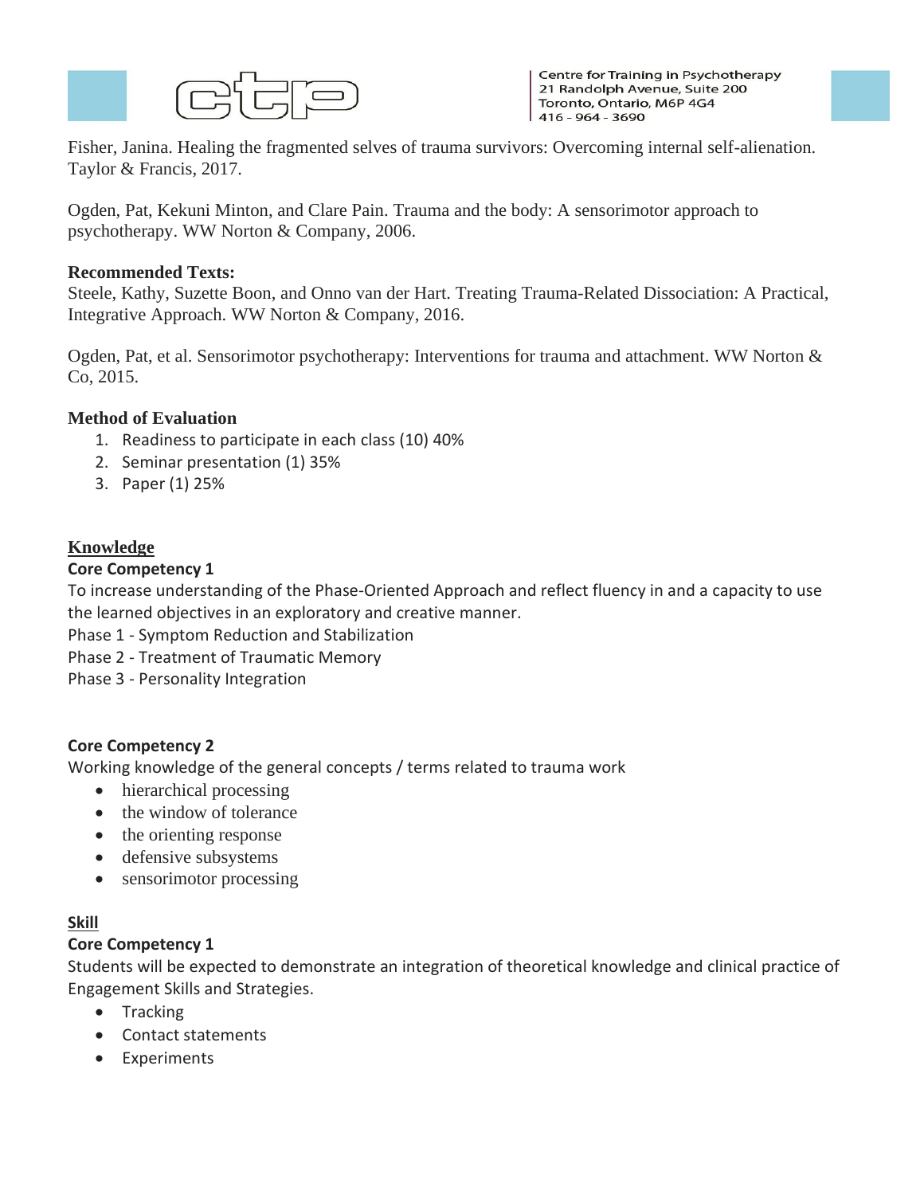Fisher, Janina. Healing the fragmented selves of trauma survivors: Overcoming internal self-alienation. Taylor & Francis, 2017.

Ogden, Pat, Kekuni Minton, and Clare Pain. Trauma and the body: A sensorimotor approach to psychotherapy. WW Norton & Company, 2006.

**Recommended Texts:**
Steele, Kathy, Suzette Boon, and Onno van der Hart. Treating Trauma-Related Dissociation: A Practical, Integrative Approach. WW Norton & Company, 2016.

Ogden, Pat, et al. Sensorimotor psychotherapy: Interventions for trauma and attachment. WW Norton & Co, 2015.

**Method of Evaluation**

1. Readiness to participate in each class (10) 40%
2. Seminar presentation (1) 35%
3. Paper (1) 25%

## Knowledge

**Core Competency 1**
To increase understanding of the Phase-Oriented Approach and reflect fluency in and a capacity to use the learned objectives in an exploratory and creative manner.
Phase 1 - Symptom Reduction and Stabilization
Phase 2 - Treatment of Traumatic Memory
Phase 3 - Personality Integration

**Core Competency 2**
Working knowledge of the general concepts / terms related to trauma work

- hierarchical processing
- the window of tolerance
- the orienting response
- defensive subsystems
- sensorimotor processing

## Skill

**Core Competency 1**
Students will be expected to demonstrate an integration of theoretical knowledge and clinical practice of Engagement Skills and Strategies.

- Tracking
- Contact statements
- Experiments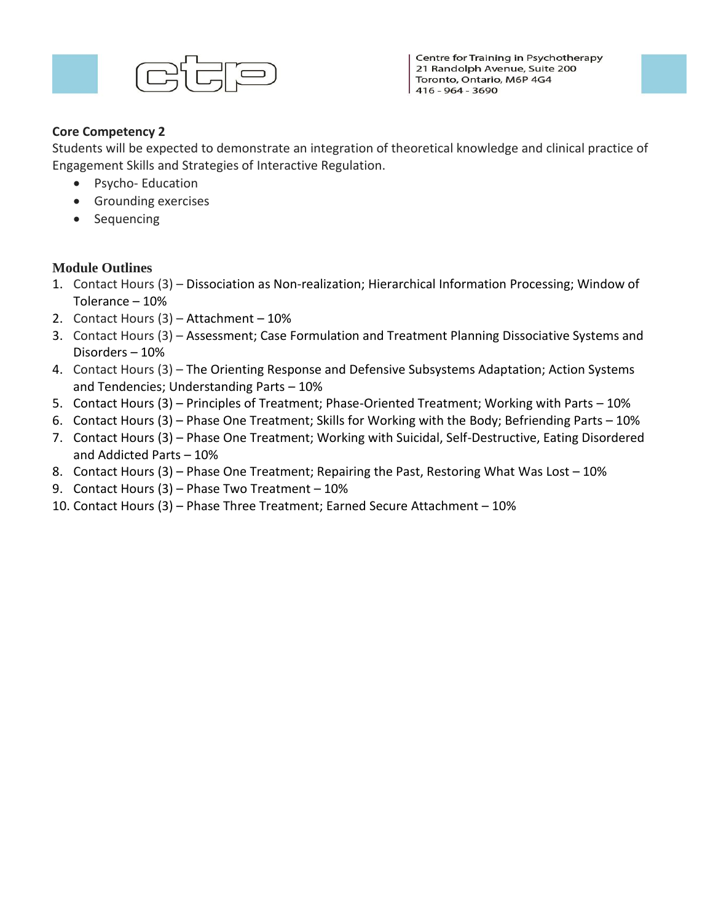**Core Competency 2**

Students will be expected to demonstrate an integration of theoretical knowledge and clinical practice of Engagement Skills and Strategies of Interactive Regulation.

- Psycho- Education
- Grounding exercises
- Sequencing

## Module Outlines

1. Contact Hours (3) – Dissociation as Non-realization; Hierarchical Information Processing; Window of Tolerance – 10%
2. Contact Hours (3) – Attachment – 10%
3. Contact Hours (3) – Assessment; Case Formulation and Treatment Planning Dissociative Systems and Disorders – 10%
4. Contact Hours (3) – The Orienting Response and Defensive Subsystems Adaptation; Action Systems and Tendencies; Understanding Parts – 10%
5. Contact Hours (3) – Principles of Treatment; Phase-Oriented Treatment; Working with Parts – 10%
6. Contact Hours (3) – Phase One Treatment; Skills for Working with the Body; Befriending Parts – 10%
7. Contact Hours (3) – Phase One Treatment; Working with Suicidal, Self-Destructive, Eating Disordered and Addicted Parts – 10%
8. Contact Hours (3) – Phase One Treatment; Repairing the Past, Restoring What Was Lost – 10%
9. Contact Hours (3) – Phase Two Treatment – 10%
10. Contact Hours (3) – Phase Three Treatment; Earned Secure Attachment – 10%